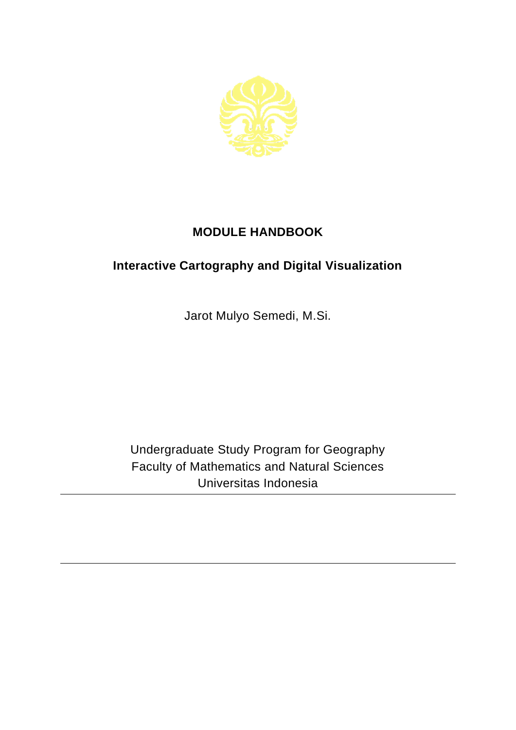# MODULE HANDBOOK

## Interactive Cartography and Digital Visualization

Jarot Mulyo Semedi, M.Si.

Undergraduate Study Program for Geography
Faculty of Mathematics and Natural Sciences
Universitas Indonesia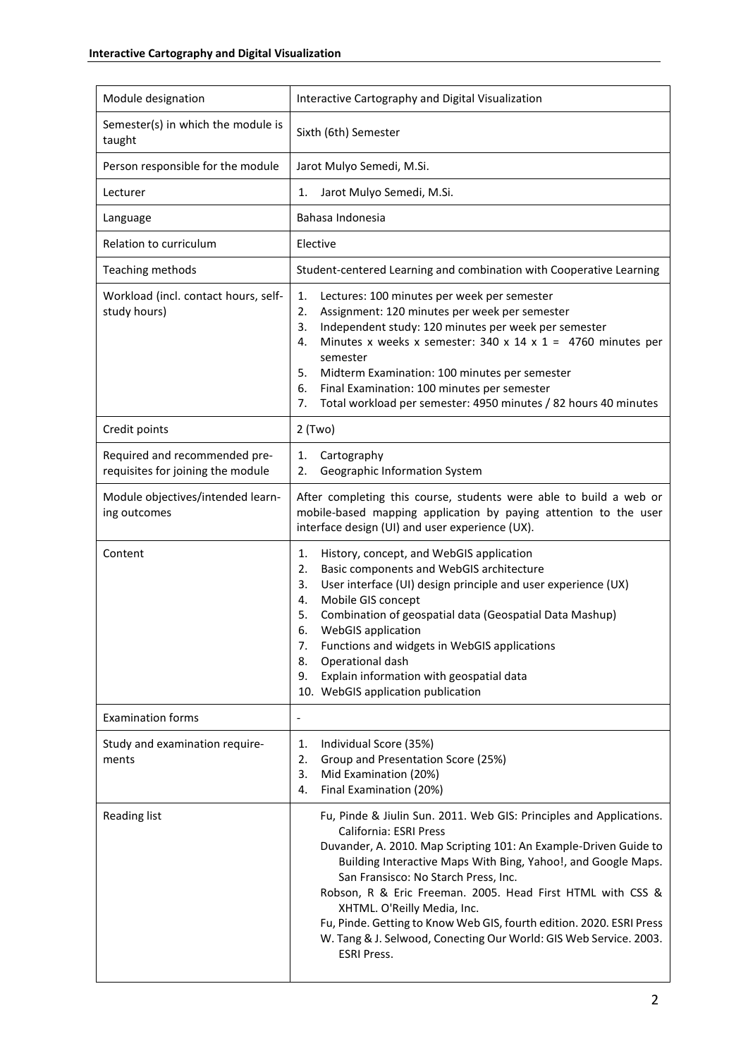**Interactive Cartography and Digital Visualization**

| | |
|---|---|
| Module designation | Interactive Cartography and Digital Visualization |
| Semester(s) in which the module is taught | Sixth (6th) Semester |
| Person responsible for the module | Jarot Mulyo Semedi, M.Si. |
| Lecturer | 1. Jarot Mulyo Semedi, M.Si. |
| Language | Bahasa Indonesia |
| Relation to curriculum | Elective |
| Teaching methods | Student-centered Learning and combination with Cooperative Learning |
| Workload (incl. contact hours, self-study hours) | 1. Lectures: 100 minutes per week per semester<br>2. Assignment: 120 minutes per week per semester<br>3. Independent study: 120 minutes per week per semester<br>4. Minutes x weeks x semester: 340 x 14 x 1 = 4760 minutes per semester<br>5. Midterm Examination: 100 minutes per semester<br>6. Final Examination: 100 minutes per semester<br>7. Total workload per semester: 4950 minutes / 82 hours 40 minutes |
| Credit points | 2 (Two) |
| Required and recommended pre-requisites for joining the module | 1. Cartography<br>2. Geographic Information System |
| Module objectives/intended learning outcomes | After completing this course, students were able to build a web or mobile-based mapping application by paying attention to the user interface design (UI) and user experience (UX). |
| Content | 1. History, concept, and WebGIS application<br>2. Basic components and WebGIS architecture<br>3. User interface (UI) design principle and user experience (UX)<br>4. Mobile GIS concept<br>5. Combination of geospatial data (Geospatial Data Mashup)<br>6. WebGIS application<br>7. Functions and widgets in WebGIS applications<br>8. Operational dash<br>9. Explain information with geospatial data<br>10. WebGIS application publication |
| Examination forms | - |
| Study and examination requirements | 1. Individual Score (35%)<br>2. Group and Presentation Score (25%)<br>3. Mid Examination (20%)<br>4. Final Examination (20%) |
| Reading list | Fu, Pinde & Jiulin Sun. 2011. Web GIS: Principles and Applications. California: ESRI Press<br>Duvander, A. 2010. Map Scripting 101: An Example-Driven Guide to Building Interactive Maps With Bing, Yahoo!, and Google Maps. San Fransisco: No Starch Press, Inc.<br>Robson, R & Eric Freeman. 2005. Head First HTML with CSS & XHTML. O'Reilly Media, Inc.<br>Fu, Pinde. Getting to Know Web GIS, fourth edition. 2020. ESRI Press<br>W. Tang & J. Selwood, Conecting Our World: GIS Web Service. 2003. ESRI Press. |